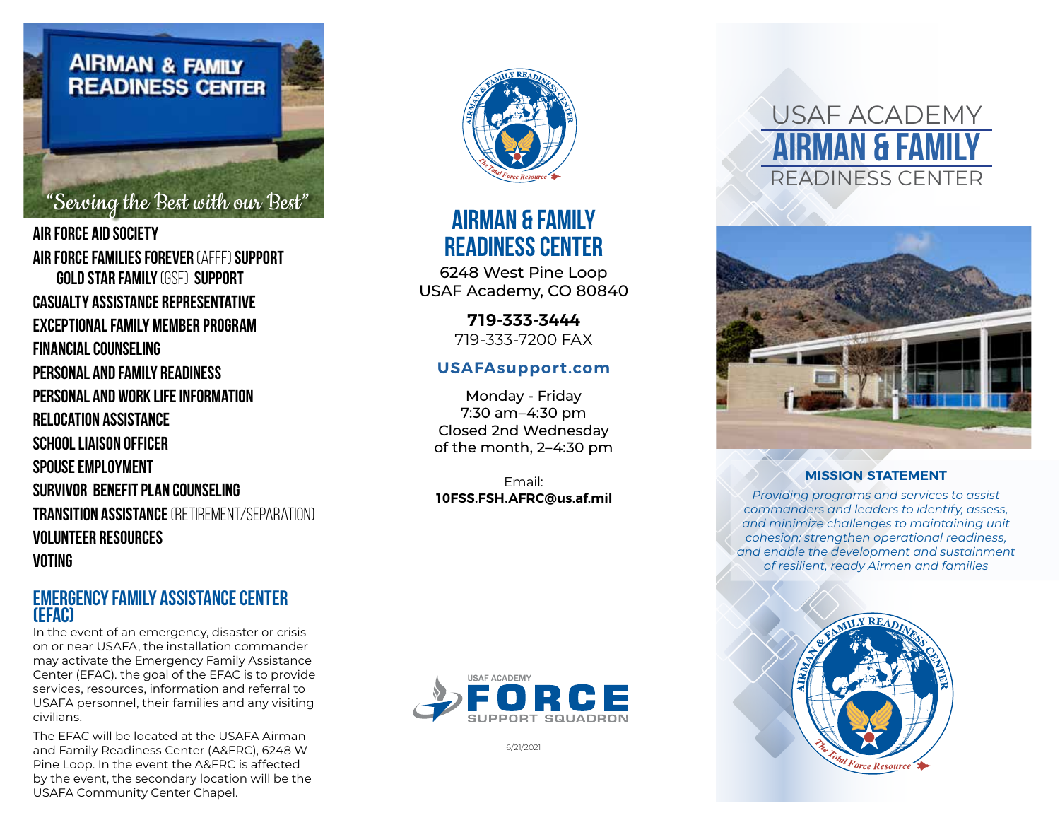"Serving the Best with our Best"

- **Air Force Aid Society**
- **Air Force Families Forever** (AFFF) **Support**
  - **Gold Star Family** (GSF) **Support**
- **Casualty Assistance Representative**
- **Exceptional Family Member Program**
- **Financial Counseling**
- **Personal and Family Readiness**
- **Personal and Work Life Information**
- **Relocation Assistance**
- **School Liaison Officer**
- **Spouse Employment**
- **Survivor Benefit Plan Counseling**
- **Transition Assistance** (Retirement/Separation)
- **Volunteer Resources**
- **Voting**

## Emergency Family Assistance Center (EFAC)

In the event of an emergency, disaster or crisis on or near USAFA, the installation commander may activate the Emergency Family Assistance Center (EFAC). the goal of the EFAC is to provide services, resources, information and referral to USAFA personnel, their families and any visiting civilians.

The EFAC will be located at the USAFA Airman and Family Readiness Center (A&FRC), 6248 W Pine Loop. In the event the A&FRC is affected by the event, the secondary location will be the USAFA Community Center Chapel.

## Airman & Family Readiness Center

6248 West Pine Loop
USAF Academy, CO 80840

**719-333-3444**
719-333-7200 FAX

**USAFAsupport.com**

Monday - Friday
7:30 am–4:30 pm
Closed 2nd Wednesday
of the month, 2–4:30 pm

Email:
**10FSS.FSH.AFRC@us.af.mil**

USAF Academy FORCE Support Squadron

6/21/2021

# USAF Academy Airman & Family Readiness Center

### MISSION STATEMENT

*Providing programs and services to assist commanders and leaders to identify, assess, and minimize challenges to maintaining unit cohesion; strengthen operational readiness, and enable the development and sustainment of resilient, ready Airmen and families*

Airman & Family Readiness Center — The Total Force Resource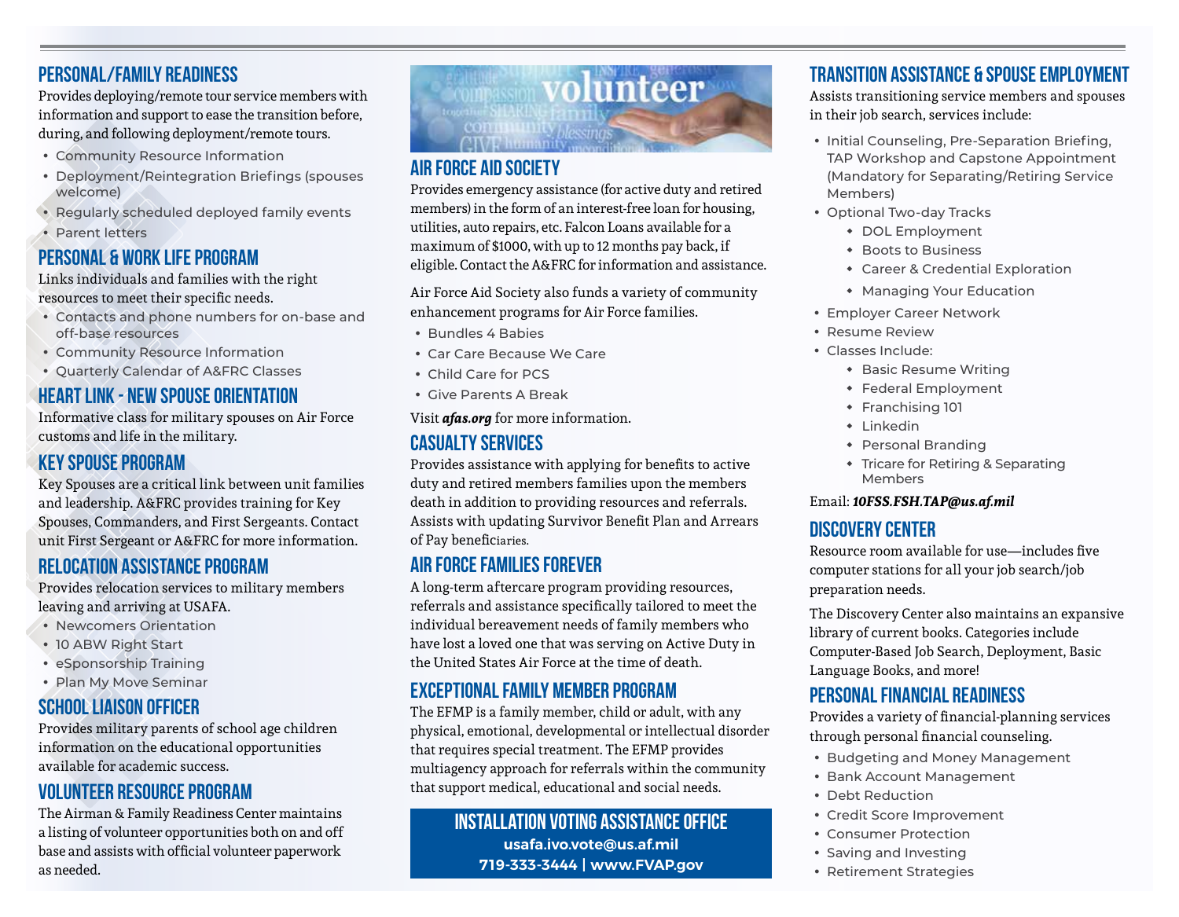## PERSONAL/FAMILY READINESS

Provides deploying/remote tour service members with information and support to ease the transition before, during, and following deployment/remote tours.

- Community Resource Information
- Deployment/Reintegration Briefings (spouses welcome)
- Regularly scheduled deployed family events
- Parent letters

## PERSONAL & WORK LIFE PROGRAM

Links individuals and families with the right resources to meet their specific needs.

- Contacts and phone numbers for on-base and off-base resources
- Community Resource Information
- Quarterly Calendar of A&FRC Classes

## HEART LINK - NEW SPOUSE ORIENTATION

Informative class for military spouses on Air Force customs and life in the military.

## KEY SPOUSE PROGRAM

Key Spouses are a critical link between unit families and leadership. A&FRC provides training for Key Spouses, Commanders, and First Sergeants. Contact unit First Sergeant or A&FRC for more information.

## RELOCATION ASSISTANCE PROGRAM

Provides relocation services to military members leaving and arriving at USAFA.

- Newcomers Orientation
- 10 ABW Right Start
- eSponsorship Training
- Plan My Move Seminar

## SCHOOL LIAISON OFFICER

Provides military parents of school age children information on the educational opportunities available for academic success.

## VOLUNTEER RESOURCE PROGRAM

The Airman & Family Readiness Center maintains a listing of volunteer opportunities both on and off base and assists with official volunteer paperwork as needed.

## AIR FORCE AID SOCIETY

Provides emergency assistance (for active duty and retired members) in the form of an interest-free loan for housing, utilities, auto repairs, etc. Falcon Loans available for a maximum of $1000, with up to 12 months pay back, if eligible. Contact the A&FRC for information and assistance.

Air Force Aid Society also funds a variety of community enhancement programs for Air Force families.

- Bundles 4 Babies
- Car Care Because We Care
- Child Care for PCS
- Give Parents A Break

Visit ***afas.org*** for more information.

## CASUALTY SERVICES

Provides assistance with applying for benefits to active duty and retired members families upon the members death in addition to providing resources and referrals. Assists with updating Survivor Benefit Plan and Arrears of Pay beneficiaries.

## AIR FORCE FAMILIES FOREVER

A long-term aftercare program providing resources, referrals and assistance specifically tailored to meet the individual bereavement needs of family members who have lost a loved one that was serving on Active Duty in the United States Air Force at the time of death.

## EXCEPTIONAL FAMILY MEMBER PROGRAM

The EFMP is a family member, child or adult, with any physical, emotional, developmental or intellectual disorder that requires special treatment. The EFMP provides multiagency approach for referrals within the community that support medical, educational and social needs.

## INSTALLATION VOTING ASSISTANCE OFFICE

**usafa.ivo.vote@us.af.mil**
**719-333-3444 | www.FVAP.gov**

## TRANSITION ASSISTANCE & SPOUSE EMPLOYMENT

Assists transitioning service members and spouses in their job search, services include:

- Initial Counseling, Pre-Separation Briefing, TAP Workshop and Capstone Appointment (Mandatory for Separating/Retiring Service Members)
- Optional Two-day Tracks
  - DOL Employment
  - Boots to Business
  - Career & Credential Exploration
  - Managing Your Education
- Employer Career Network
- Resume Review
- Classes Include:
  - Basic Resume Writing
  - Federal Employment
  - Franchising 101
  - Linkedin
  - Personal Branding
  - Tricare for Retiring & Separating Members

Email: ***10FSS.FSH.TAP@us.af.mil***

## DISCOVERY CENTER

Resource room available for use—includes five computer stations for all your job search/job preparation needs.

The Discovery Center also maintains an expansive library of current books. Categories include Computer-Based Job Search, Deployment, Basic Language Books, and more!

## PERSONAL FINANCIAL READINESS

Provides a variety of financial-planning services through personal financial counseling.

- Budgeting and Money Management
- Bank Account Management
- Debt Reduction
- Credit Score Improvement
- Consumer Protection
- Saving and Investing
- Retirement Strategies